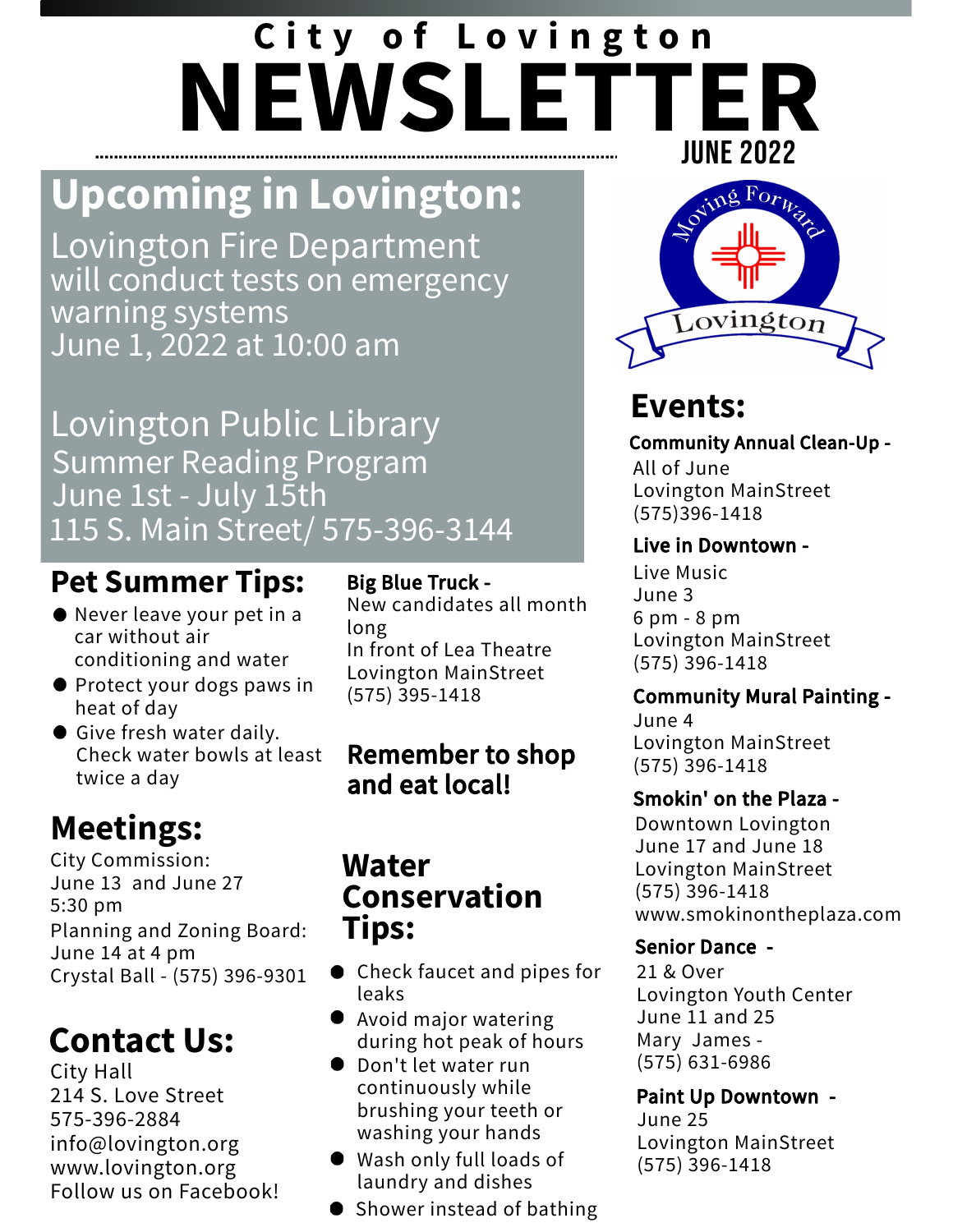City of Lovington

# NEWSLETTER

JUNE 2022

## Upcoming in Lovington:

Lovington Fire Department
will conduct tests on emergency warning systems
June 1, 2022 at 10:00 am

Lovington Public Library
Summer Reading Program
June 1st - July 15th
115 S. Main Street/ 575-396-3144

## Pet Summer Tips:

- Never leave your pet in a car without air conditioning and water
- Protect your dogs paws in heat of day
- Give fresh water daily. Check water bowls at least twice a day

## Meetings:

City Commission:
June 13 and June 27
5:30 pm
Planning and Zoning Board:
June 14 at 4 pm
Crystal Ball - (575) 396-9301

## Contact Us:

City Hall
214 S. Love Street
575-396-2884
info@lovington.org
www.lovington.org
Follow us on Facebook!

**Big Blue Truck -**
New candidates all month long
In front of Lea Theatre
Lovington MainStreet
(575) 395-1418

**Remember to shop and eat local!**

## Water Conservation Tips:

- Check faucet and pipes for leaks
- Avoid major watering during hot peak of hours
- Don't let water run continuously while brushing your teeth or washing your hands
- Wash only full loads of laundry and dishes
- Shower instead of bathing

Moving Forward
Lovington

## Events:

**Community Annual Clean-Up -**
All of June
Lovington MainStreet
(575)396-1418

**Live in Downtown -**
Live Music
June 3
6 pm - 8 pm
Lovington MainStreet
(575) 396-1418

**Community Mural Painting -**
June 4
Lovington MainStreet
(575) 396-1418

**Smokin' on the Plaza -**
Downtown Lovington
June 17 and June 18
Lovington MainStreet
(575) 396-1418
www.smokinontheplaza.com

**Senior Dance -**
21 & Over
Lovington Youth Center
June 11 and 25
Mary James -
(575) 631-6986

**Paint Up Downtown -**
June 25
Lovington MainStreet
(575) 396-1418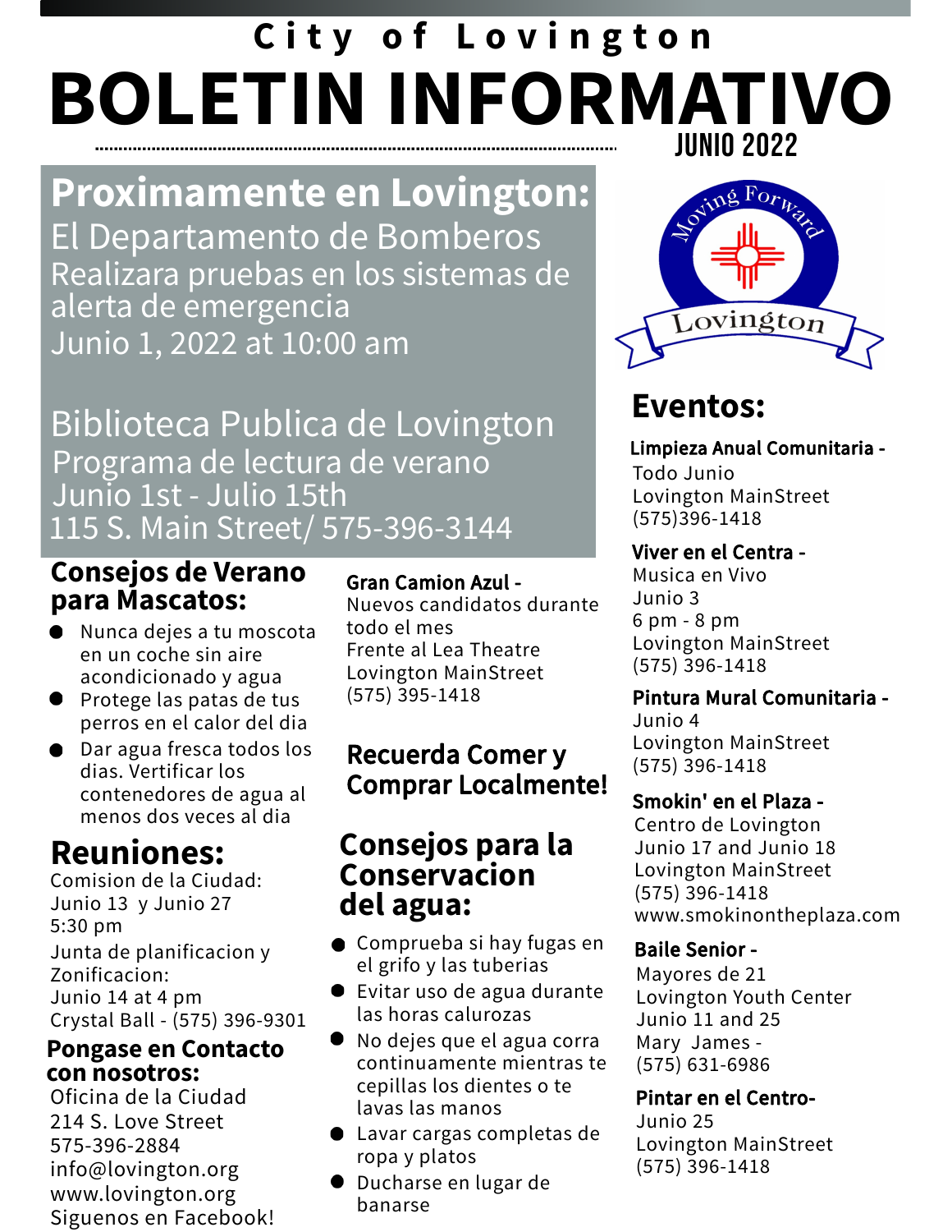City of Lovington

# BOLETIN INFORMATIVO

JUNIO 2022

## Proximamente en Lovington:

El Departamento de Bomberos
Realizara pruebas en los sistemas de alerta de emergencia
Junio 1, 2022 at 10:00 am

Biblioteca Publica de Lovington
Programa de lectura de verano
Junio 1st - Julio 15th
115 S. Main Street/ 575-396-3144

## Consejos de Verano para Mascatos:

- Nunca dejes a tu moscota en un coche sin aire acondicionado y agua
- Protege las patas de tus perros en el calor del dia
- Dar agua fresca todos los dias. Vertificar los contenedores de agua al menos dos veces al dia

## Reuniones:

Comision de la Ciudad:
Junio 13 y Junio 27
5:30 pm

Junta de planificacion y Zonificacion:
Junio 14 at 4 pm
Crystal Ball - (575) 396-9301

## Pongase en Contacto con nosotros:

Oficina de la Ciudad
214 S. Love Street
575-396-2884
info@lovington.org
www.lovington.org
Siguenos en Facebook!

**Gran Camion Azul -**
Nuevos candidatos durante todo el mes
Frente al Lea Theatre
Lovington MainStreet
(575) 395-1418

## Recuerda Comer y Comprar Localmente!

## Consejos para la Conservacion del agua:

- Comprueba si hay fugas en el grifo y las tuberias
- Evitar uso de agua durante las horas calurozas
- No dejes que el agua corra continuamente mientras te cepillas los dientes o te lavas las manos
- Lavar cargas completas de ropa y platos
- Ducharse en lugar de banarse

## Eventos:

**Limpieza Anual Comunitaria -**
Todo Junio
Lovington MainStreet
(575)396-1418

**Viver en el Centra -**
Musica en Vivo
Junio 3
6 pm - 8 pm
Lovington MainStreet
(575) 396-1418

**Pintura Mural Comunitaria -**
Junio 4
Lovington MainStreet
(575) 396-1418

**Smokin' en el Plaza -**
Centro de Lovington
Junio 17 and Junio 18
Lovington MainStreet
(575) 396-1418
www.smokinontheplaza.com

**Baile Senior -**
Mayores de 21
Lovington Youth Center
Junio 11 and 25
Mary James -
(575) 631-6986

**Pintar en el Centro-**
Junio 25
Lovington MainStreet
(575) 396-1418